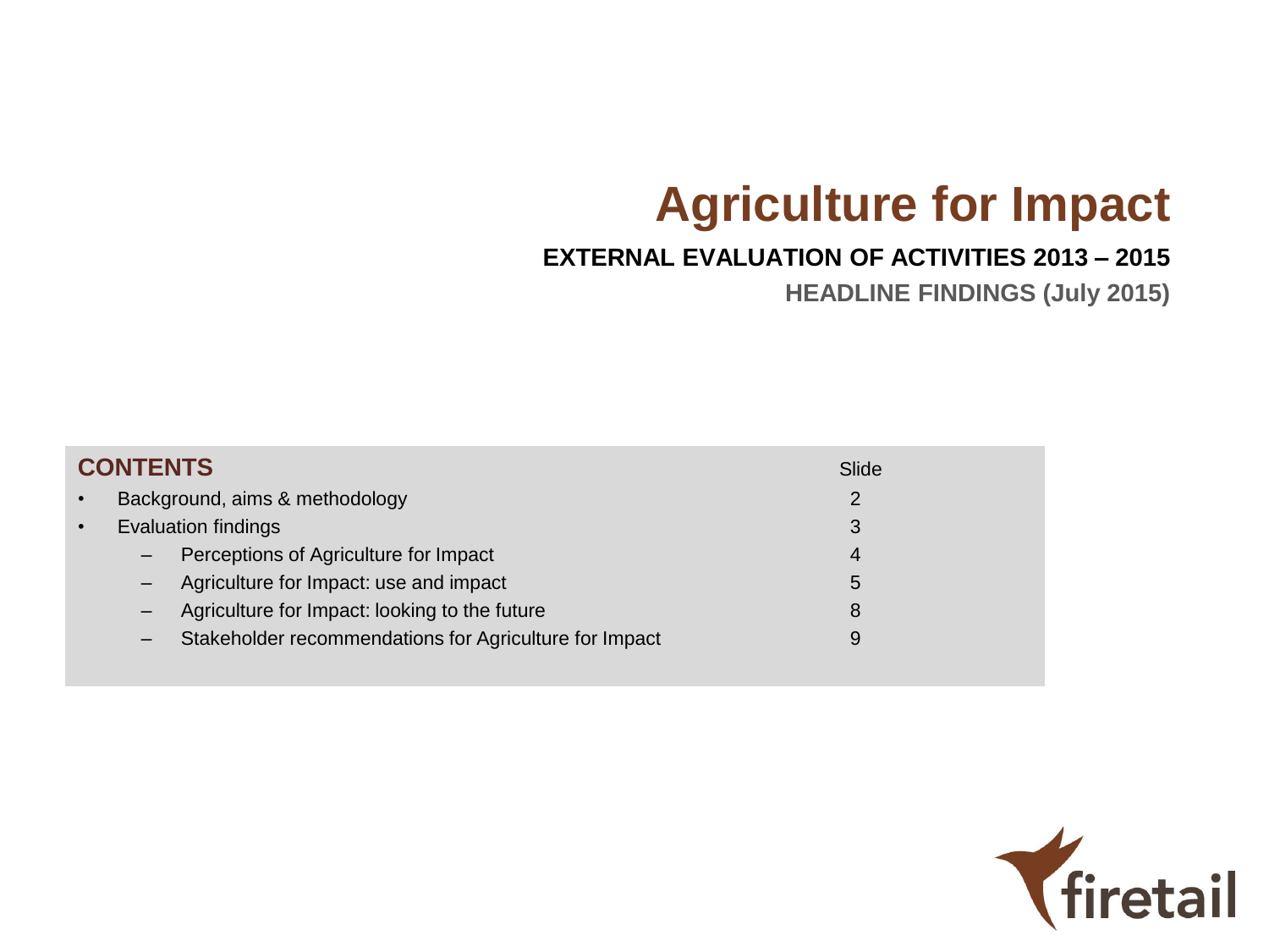# Agriculture for Impact

## EXTERNAL EVALUATION OF ACTIVITIES 2013 – 2015

**HEADLINE FINDINGS (July 2015)**

| CONTENTS | Slide |
|---|---|
| • Background, aims & methodology | 2 |
| • Evaluation findings | 3 |
| – Perceptions of Agriculture for Impact | 4 |
| – Agriculture for Impact: use and impact | 5 |
| – Agriculture for Impact: looking to the future | 8 |
| – Stakeholder recommendations for Agriculture for Impact | 9 |

firetail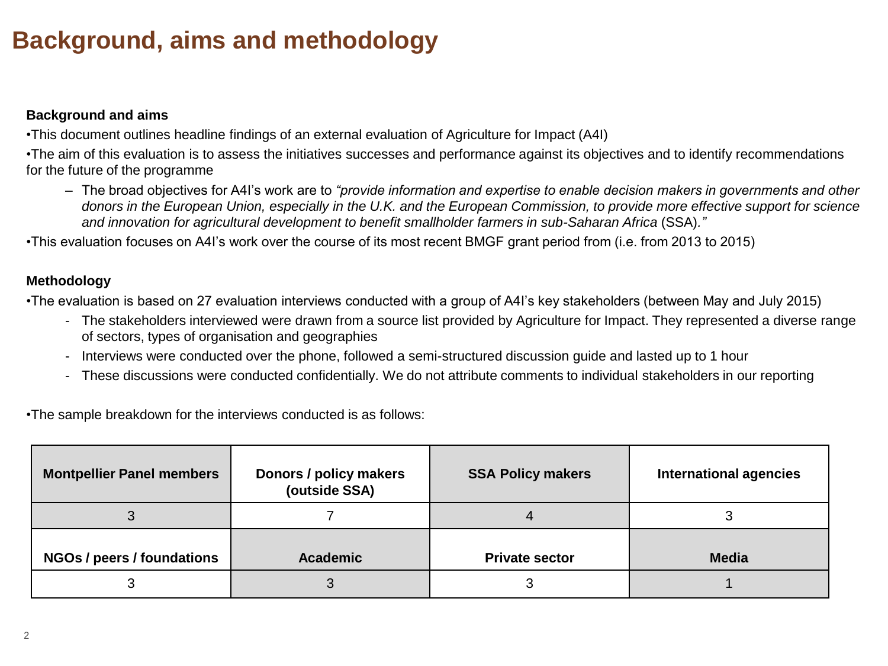# Background, aims and methodology

**Background and aims**

- This document outlines headline findings of an external evaluation of Agriculture for Impact (A4I)
- The aim of this evaluation is to assess the initiatives successes and performance against its objectives and to identify recommendations for the future of the programme
  - The broad objectives for A4I's work are to *"provide information and expertise to enable decision makers in governments and other donors in the European Union, especially in the U.K. and the European Commission, to provide more effective support for science and innovation for agricultural development to benefit smallholder farmers in sub-Saharan Africa* (SSA)*."*
- This evaluation focuses on A4I's work over the course of its most recent BMGF grant period from (i.e. from 2013 to 2015)

**Methodology**

- The evaluation is based on 27 evaluation interviews conducted with a group of A4I's key stakeholders (between May and July 2015)
  - The stakeholders interviewed were drawn from a source list provided by Agriculture for Impact. They represented a diverse range of sectors, types of organisation and geographies
  - Interviews were conducted over the phone, followed a semi-structured discussion guide and lasted up to 1 hour
  - These discussions were conducted confidentially. We do not attribute comments to individual stakeholders in our reporting
- The sample breakdown for the interviews conducted is as follows:

| Montpellier Panel members | Donors / policy makers (outside SSA) | SSA Policy makers | International agencies |
|---|---|---|---|
| 3 | 7 | 4 | 3 |
| **NGOs / peers / foundations** | **Academic** | **Private sector** | **Media** |
| 3 | 3 | 3 | 1 |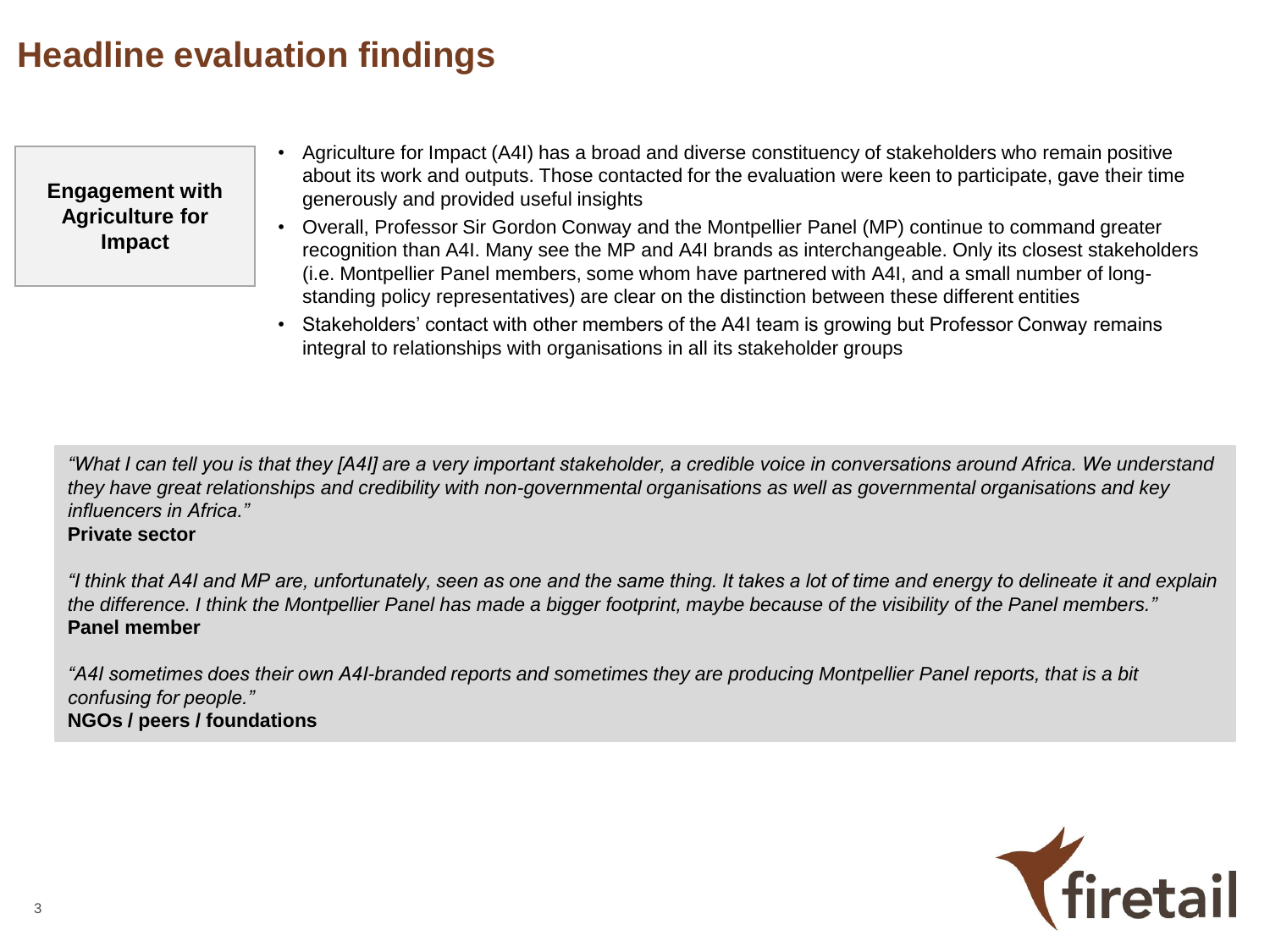# Headline evaluation findings

**Engagement with Agriculture for Impact**

- Agriculture for Impact (A4I) has a broad and diverse constituency of stakeholders who remain positive about its work and outputs. Those contacted for the evaluation were keen to participate, gave their time generously and provided useful insights
- Overall, Professor Sir Gordon Conway and the Montpellier Panel (MP) continue to command greater recognition than A4I. Many see the MP and A4I brands as interchangeable. Only its closest stakeholders (i.e. Montpellier Panel members, some whom have partnered with A4I, and a small number of long-standing policy representatives) are clear on the distinction between these different entities
- Stakeholders' contact with other members of the A4I team is growing but Professor Conway remains integral to relationships with organisations in all its stakeholder groups

*"What I can tell you is that they [A4I] are a very important stakeholder, a credible voice in conversations around Africa. We understand they have great relationships and credibility with non-governmental organisations as well as governmental organisations and key influencers in Africa."*
**Private sector**

*"I think that A4I and MP are, unfortunately, seen as one and the same thing. It takes a lot of time and energy to delineate it and explain the difference. I think the Montpellier Panel has made a bigger footprint, maybe because of the visibility of the Panel members."*
**Panel member**

*"A4I sometimes does their own A4I-branded reports and sometimes they are producing Montpellier Panel reports, that is a bit confusing for people."*
**NGOs / peers / foundations**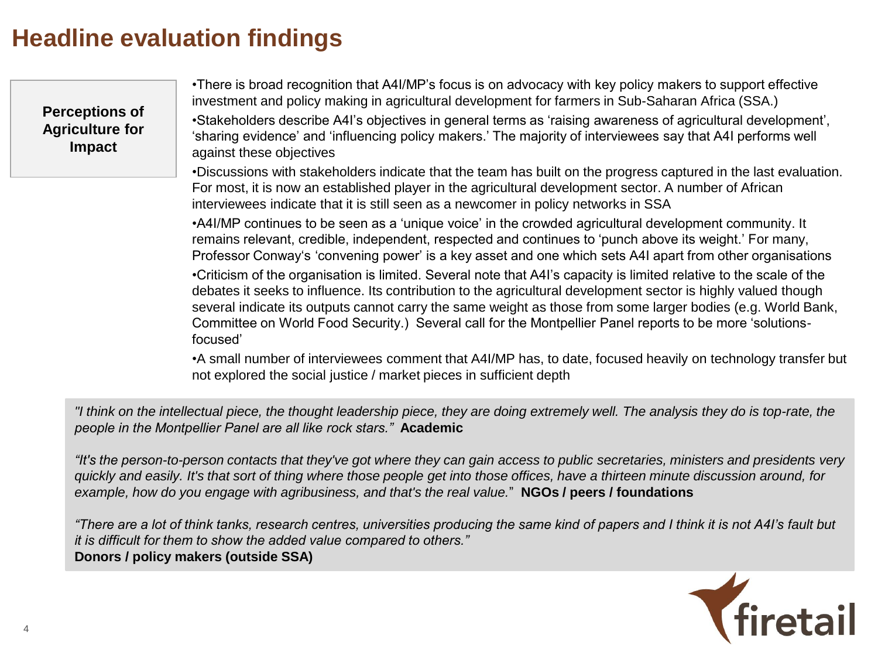# Headline evaluation findings

**Perceptions of Agriculture for Impact**

- There is broad recognition that A4I/MP's focus is on advocacy with key policy makers to support effective investment and policy making in agricultural development for farmers in Sub-Saharan Africa (SSA.)
- Stakeholders describe A4I's objectives in general terms as 'raising awareness of agricultural development', 'sharing evidence' and 'influencing policy makers.' The majority of interviewees say that A4I performs well against these objectives
- Discussions with stakeholders indicate that the team has built on the progress captured in the last evaluation. For most, it is now an established player in the agricultural development sector. A number of African interviewees indicate that it is still seen as a newcomer in policy networks in SSA
- A4I/MP continues to be seen as a 'unique voice' in the crowded agricultural development community. It remains relevant, credible, independent, respected and continues to 'punch above its weight.' For many, Professor Conway's 'convening power' is a key asset and one which sets A4I apart from other organisations
- Criticism of the organisation is limited. Several note that A4I's capacity is limited relative to the scale of the debates it seeks to influence. Its contribution to the agricultural development sector is highly valued though several indicate its outputs cannot carry the same weight as those from some larger bodies (e.g. World Bank, Committee on World Food Security.) Several call for the Montpellier Panel reports to be more 'solutions-focused'
- A small number of interviewees comment that A4I/MP has, to date, focused heavily on technology transfer but not explored the social justice / market pieces in sufficient depth

*"I think on the intellectual piece, the thought leadership piece, they are doing extremely well. The analysis they do is top-rate, the people in the Montpellier Panel are all like rock stars."* **Academic**

*"It's the person-to-person contacts that they've got where they can gain access to public secretaries, ministers and presidents very quickly and easily. It's that sort of thing where those people get into those offices, have a thirteen minute discussion around, for example, how do you engage with agribusiness, and that's the real value."* **NGOs / peers / foundations**

*"There are a lot of think tanks, research centres, universities producing the same kind of papers and I think it is not A4I's fault but it is difficult for them to show the added value compared to others."*
**Donors / policy makers (outside SSA)**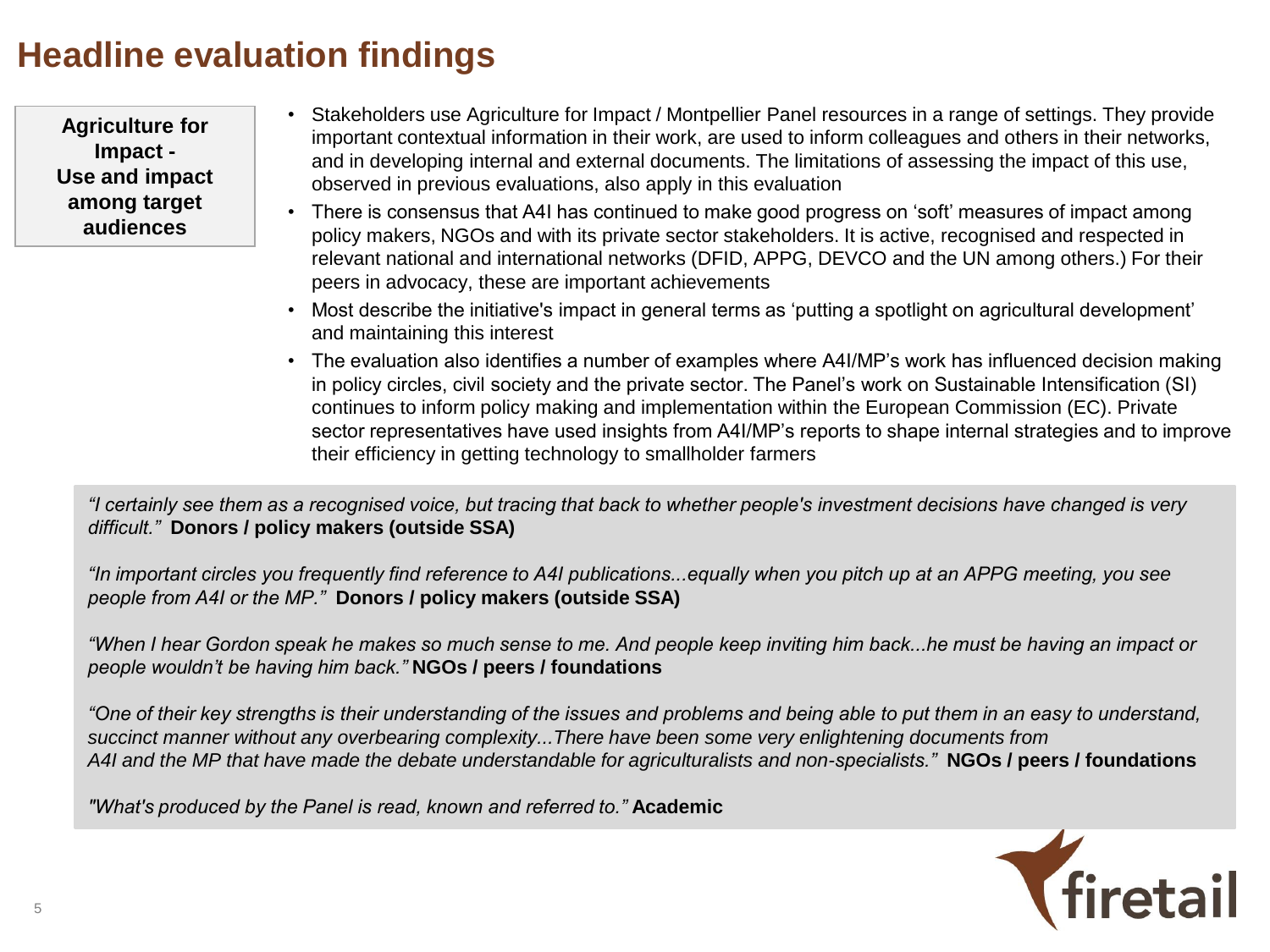# Headline evaluation findings

**Agriculture for Impact - Use and impact among target audiences**

- Stakeholders use Agriculture for Impact / Montpellier Panel resources in a range of settings. They provide important contextual information in their work, are used to inform colleagues and others in their networks, and in developing internal and external documents. The limitations of assessing the impact of this use, observed in previous evaluations, also apply in this evaluation
- There is consensus that A4I has continued to make good progress on 'soft' measures of impact among policy makers, NGOs and with its private sector stakeholders. It is active, recognised and respected in relevant national and international networks (DFID, APPG, DEVCO and the UN among others.) For their peers in advocacy, these are important achievements
- Most describe the initiative's impact in general terms as 'putting a spotlight on agricultural development' and maintaining this interest
- The evaluation also identifies a number of examples where A4I/MP's work has influenced decision making in policy circles, civil society and the private sector. The Panel's work on Sustainable Intensification (SI) continues to inform policy making and implementation within the European Commission (EC). Private sector representatives have used insights from A4I/MP's reports to shape internal strategies and to improve their efficiency in getting technology to smallholder farmers

*"I certainly see them as a recognised voice, but tracing that back to whether people's investment decisions have changed is very difficult."* **Donors / policy makers (outside SSA)**

*"In important circles you frequently find reference to A4I publications...equally when you pitch up at an APPG meeting, you see people from A4I or the MP."* **Donors / policy makers (outside SSA)**

*"When I hear Gordon speak he makes so much sense to me. And people keep inviting him back...he must be having an impact or people wouldn't be having him back."* **NGOs / peers / foundations**

*"One of their key strengths is their understanding of the issues and problems and being able to put them in an easy to understand, succinct manner without any overbearing complexity...There have been some very enlightening documents from A4I and the MP that have made the debate understandable for agriculturalists and non-specialists."* **NGOs / peers / foundations**

*"What's produced by the Panel is read, known and referred to."* **Academic**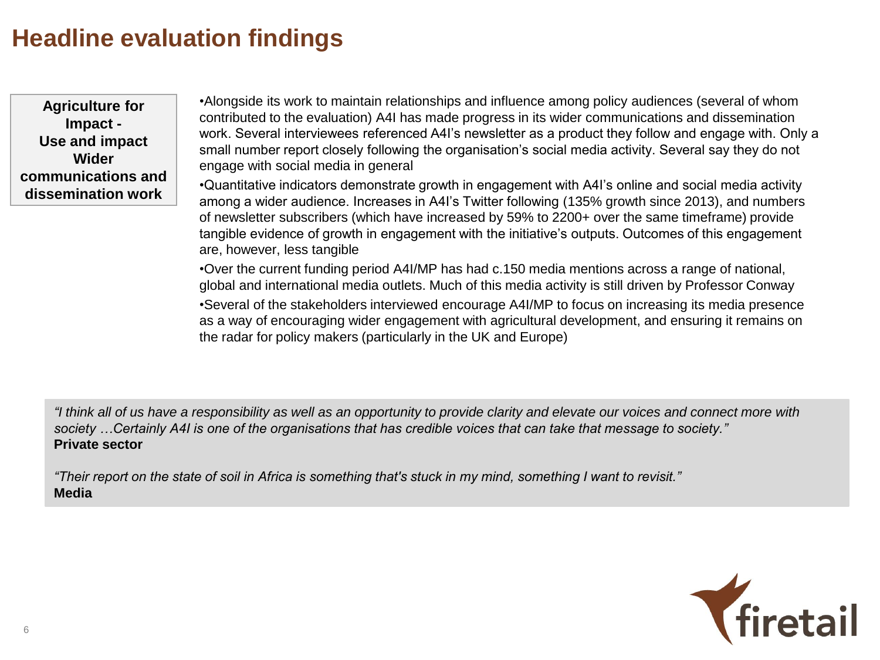# Headline evaluation findings

**Agriculture for Impact - Use and impact Wider communications and dissemination work**

- Alongside its work to maintain relationships and influence among policy audiences (several of whom contributed to the evaluation) A4I has made progress in its wider communications and dissemination work. Several interviewees referenced A4I's newsletter as a product they follow and engage with. Only a small number report closely following the organisation's social media activity. Several say they do not engage with social media in general
- Quantitative indicators demonstrate growth in engagement with A4I's online and social media activity among a wider audience. Increases in A4I's Twitter following (135% growth since 2013), and numbers of newsletter subscribers (which have increased by 59% to 2200+ over the same timeframe) provide tangible evidence of growth in engagement with the initiative's outputs. Outcomes of this engagement are, however, less tangible
- Over the current funding period A4I/MP has had c.150 media mentions across a range of national, global and international media outlets. Much of this media activity is still driven by Professor Conway
- Several of the stakeholders interviewed encourage A4I/MP to focus on increasing its media presence as a way of encouraging wider engagement with agricultural development, and ensuring it remains on the radar for policy makers (particularly in the UK and Europe)

*"I think all of us have a responsibility as well as an opportunity to provide clarity and elevate our voices and connect more with society …Certainly A4I is one of the organisations that has credible voices that can take that message to society."*
**Private sector**

*"Their report on the state of soil in Africa is something that's stuck in my mind, something I want to revisit."*
**Media**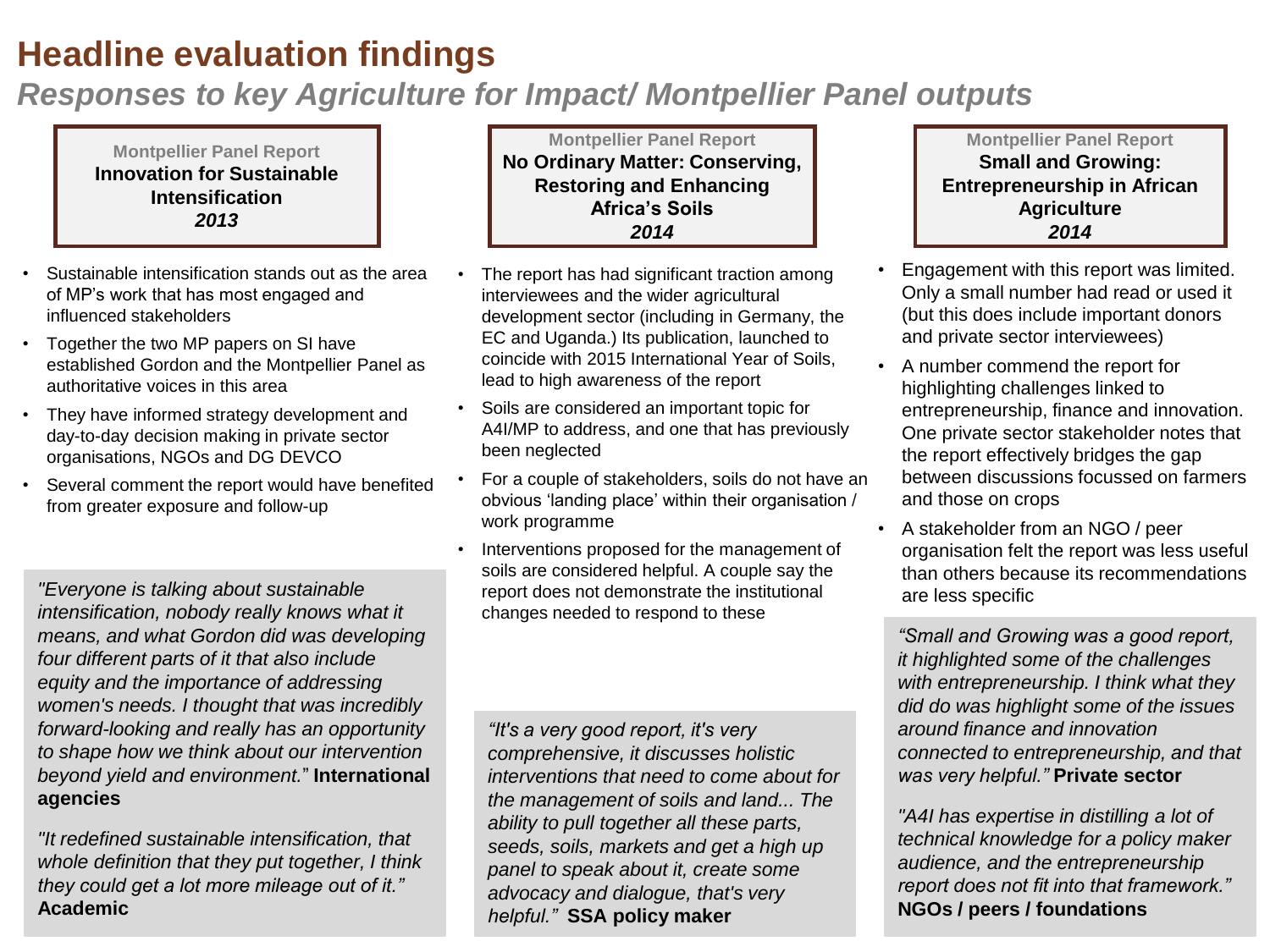# Headline evaluation findings

## *Responses to key Agriculture for Impact/ Montpellier Panel outputs*

### Montpellier Panel Report
**Innovation for Sustainable Intensification**
***2013***

- Sustainable intensification stands out as the area of MP's work that has most engaged and influenced stakeholders
- Together the two MP papers on SI have established Gordon and the Montpellier Panel as authoritative voices in this area
- They have informed strategy development and day-to-day decision making in private sector organisations, NGOs and DG DEVCO
- Several comment the report would have benefited from greater exposure and follow-up

*"Everyone is talking about sustainable intensification, nobody really knows what it means, and what Gordon did was developing four different parts of it that also include equity and the importance of addressing women's needs. I thought that was incredibly forward-looking and really has an opportunity to shape how we think about our intervention beyond yield and environment.*" **International agencies**

*"It redefined sustainable intensification, that whole definition that they put together, I think they could get a lot more mileage out of it."* **Academic**

### Montpellier Panel Report
**No Ordinary Matter: Conserving, Restoring and Enhancing Africa's Soils**
***2014***

- The report has had significant traction among interviewees and the wider agricultural development sector (including in Germany, the EC and Uganda.) Its publication, launched to coincide with 2015 International Year of Soils, lead to high awareness of the report
- Soils are considered an important topic for A4I/MP to address, and one that has previously been neglected
- For a couple of stakeholders, soils do not have an obvious 'landing place' within their organisation / work programme
- Interventions proposed for the management of soils are considered helpful. A couple say the report does not demonstrate the institutional changes needed to respond to these

*"It's a very good report, it's very comprehensive, it discusses holistic interventions that need to come about for the management of soils and land... The ability to pull together all these parts, seeds, soils, markets and get a high up panel to speak about it, create some advocacy and dialogue, that's very helpful."* **SSA policy maker**

### Montpellier Panel Report
**Small and Growing: Entrepreneurship in African Agriculture**
***2014***

- Engagement with this report was limited. Only a small number had read or used it (but this does include important donors and private sector interviewees)
- A number commend the report for highlighting challenges linked to entrepreneurship, finance and innovation. One private sector stakeholder notes that the report effectively bridges the gap between discussions focussed on farmers and those on crops
- A stakeholder from an NGO / peer organisation felt the report was less useful than others because its recommendations are less specific

*"Small and Growing was a good report, it highlighted some of the challenges with entrepreneurship. I think what they did do was highlight some of the issues around finance and innovation connected to entrepreneurship, and that was very helpful."* **Private sector**

*"A4I has expertise in distilling a lot of technical knowledge for a policy maker audience, and the entrepreneurship report does not fit into that framework."* **NGOs / peers / foundations**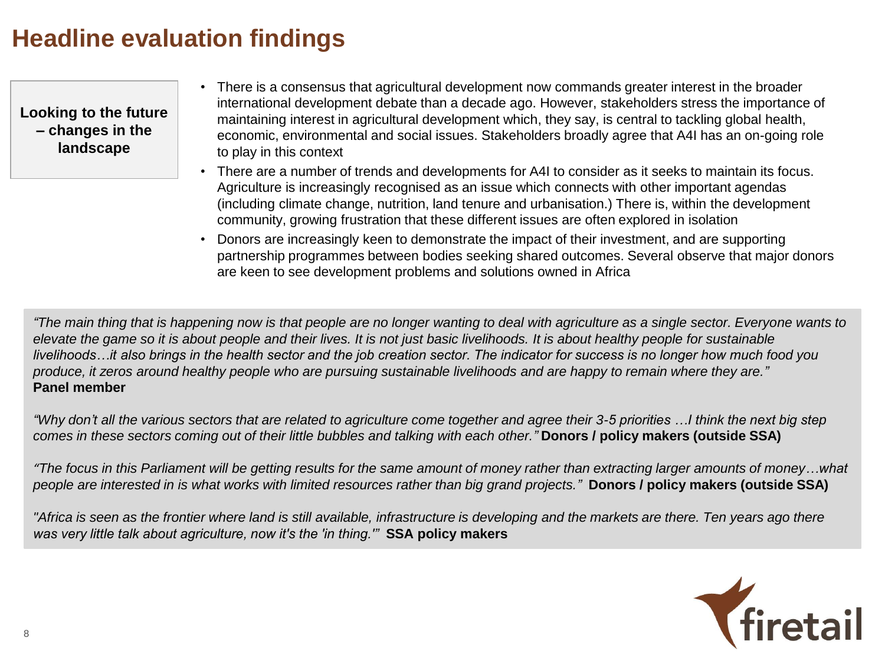# Headline evaluation findings

**Looking to the future – changes in the landscape**

- There is a consensus that agricultural development now commands greater interest in the broader international development debate than a decade ago. However, stakeholders stress the importance of maintaining interest in agricultural development which, they say, is central to tackling global health, economic, environmental and social issues. Stakeholders broadly agree that A4I has an on-going role to play in this context
- There are a number of trends and developments for A4I to consider as it seeks to maintain its focus. Agriculture is increasingly recognised as an issue which connects with other important agendas (including climate change, nutrition, land tenure and urbanisation.) There is, within the development community, growing frustration that these different issues are often explored in isolation
- Donors are increasingly keen to demonstrate the impact of their investment, and are supporting partnership programmes between bodies seeking shared outcomes. Several observe that major donors are keen to see development problems and solutions owned in Africa

*"The main thing that is happening now is that people are no longer wanting to deal with agriculture as a single sector. Everyone wants to elevate the game so it is about people and their lives. It is not just basic livelihoods. It is about healthy people for sustainable livelihoods…it also brings in the health sector and the job creation sector. The indicator for success is no longer how much food you produce, it zeros around healthy people who are pursuing sustainable livelihoods and are happy to remain where they are."*
**Panel member**

*"Why don't all the various sectors that are related to agriculture come together and agree their 3-5 priorities …I think the next big step comes in these sectors coming out of their little bubbles and talking with each other."* **Donors / policy makers (outside SSA)**

*"The focus in this Parliament will be getting results for the same amount of money rather than extracting larger amounts of money…what people are interested in is what works with limited resources rather than big grand projects."* **Donors / policy makers (outside SSA)**

*"Africa is seen as the frontier where land is still available, infrastructure is developing and the markets are there. Ten years ago there was very little talk about agriculture, now it's the 'in thing.'"* **SSA policy makers**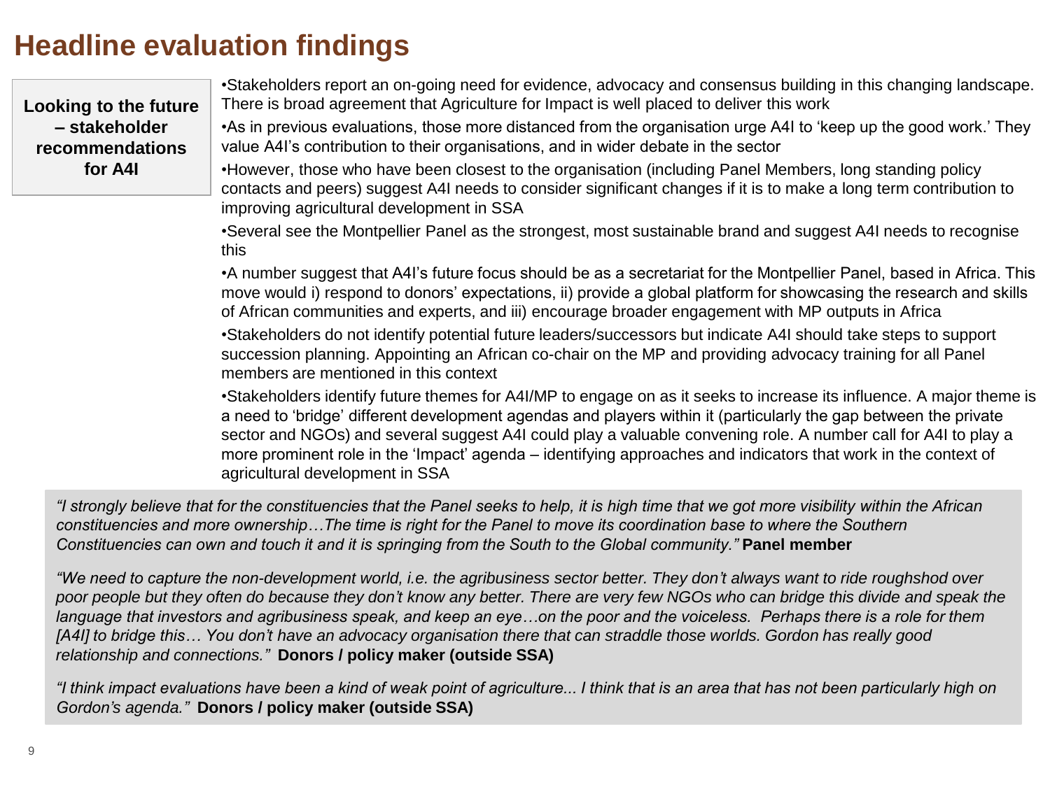# Headline evaluation findings

**Looking to the future – stakeholder recommendations for A4I**

- Stakeholders report an on-going need for evidence, advocacy and consensus building in this changing landscape. There is broad agreement that Agriculture for Impact is well placed to deliver this work
- As in previous evaluations, those more distanced from the organisation urge A4I to 'keep up the good work.' They value A4I's contribution to their organisations, and in wider debate in the sector
- However, those who have been closest to the organisation (including Panel Members, long standing policy contacts and peers) suggest A4I needs to consider significant changes if it is to make a long term contribution to improving agricultural development in SSA
- Several see the Montpellier Panel as the strongest, most sustainable brand and suggest A4I needs to recognise this
- A number suggest that A4I's future focus should be as a secretariat for the Montpellier Panel, based in Africa. This move would i) respond to donors' expectations, ii) provide a global platform for showcasing the research and skills of African communities and experts, and iii) encourage broader engagement with MP outputs in Africa
- Stakeholders do not identify potential future leaders/successors but indicate A4I should take steps to support succession planning. Appointing an African co-chair on the MP and providing advocacy training for all Panel members are mentioned in this context
- Stakeholders identify future themes for A4I/MP to engage on as it seeks to increase its influence. A major theme is a need to 'bridge' different development agendas and players within it (particularly the gap between the private sector and NGOs) and several suggest A4I could play a valuable convening role. A number call for A4I to play a more prominent role in the 'Impact' agenda – identifying approaches and indicators that work in the context of agricultural development in SSA

*"I strongly believe that for the constituencies that the Panel seeks to help, it is high time that we got more visibility within the African constituencies and more ownership…The time is right for the Panel to move its coordination base to where the Southern Constituencies can own and touch it and it is springing from the South to the Global community."* **Panel member**

*"We need to capture the non-development world, i.e. the agribusiness sector better. They don't always want to ride roughshod over poor people but they often do because they don't know any better. There are very few NGOs who can bridge this divide and speak the language that investors and agribusiness speak, and keep an eye…on the poor and the voiceless. Perhaps there is a role for them [A4I] to bridge this… You don't have an advocacy organisation there that can straddle those worlds. Gordon has really good relationship and connections."* **Donors / policy maker (outside SSA)**

*"I think impact evaluations have been a kind of weak point of agriculture... I think that is an area that has not been particularly high on Gordon's agenda."* **Donors / policy maker (outside SSA)**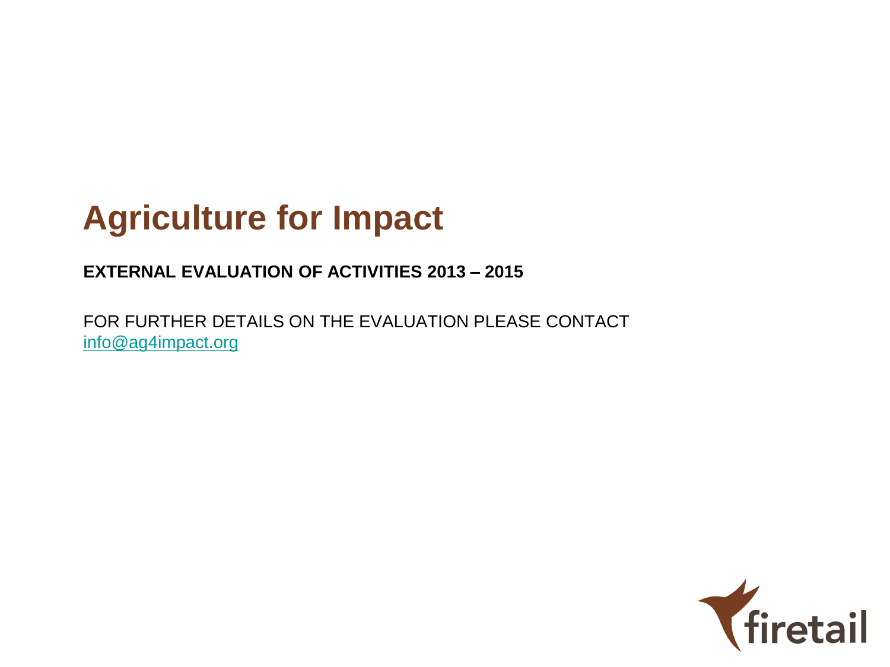# Agriculture for Impact

**EXTERNAL EVALUATION OF ACTIVITIES 2013 – 2015**

FOR FURTHER DETAILS ON THE EVALUATION PLEASE CONTACT
info@ag4impact.org

firetail